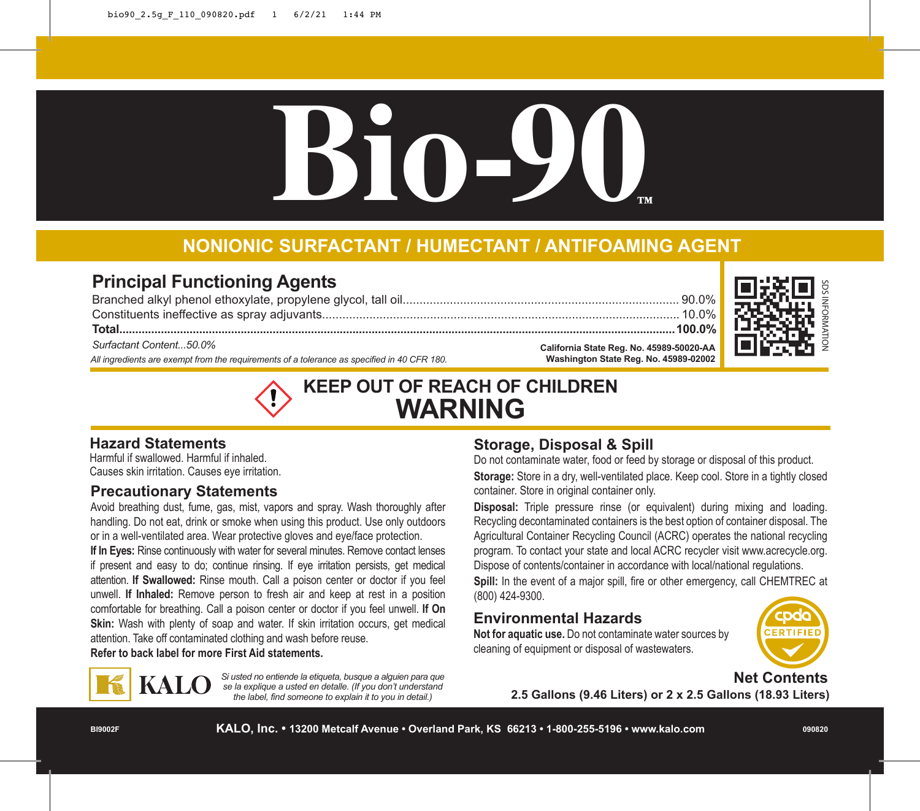# Bio-90™

## NONIONIC SURFACTANT / HUMECTANT / ANTIFOAMING AGENT

### Principal Functioning Agents

| | |
|---|---|
| Branched alkyl phenol ethoxylate, propylene glycol, tall oil | 90.0% |
| Constituents ineffective as spray adjuvants | 10.0% |
| **Total** | **100.0%** |

*Surfactant Content...50.0%*

*All ingredients are exempt from the requirements of a tolerance as specified in 40 CFR 180.*

**California State Reg. No. 45989-50020-AA**
**Washington State Reg. No. 45989-02002**

SDS INFORMATION

## KEEP OUT OF REACH OF CHILDREN
## WARNING

### Hazard Statements

Harmful if swallowed. Harmful if inhaled.
Causes skin irritation. Causes eye irritation.

### Precautionary Statements

Avoid breathing dust, fume, gas, mist, vapors and spray. Wash thoroughly after handling. Do not eat, drink or smoke when using this product. Use only outdoors or in a well-ventilated area. Wear protective gloves and eye/face protection.

**If In Eyes:** Rinse continuously with water for several minutes. Remove contact lenses if present and easy to do; continue rinsing. If eye irritation persists, get medical attention. **If Swallowed:** Rinse mouth. Call a poison center or doctor if you feel unwell. **If Inhaled:** Remove person to fresh air and keep at rest in a position comfortable for breathing. Call a poison center or doctor if you feel unwell. **If On Skin:** Wash with plenty of soap and water. If skin irritation occurs, get medical attention. Take off contaminated clothing and wash before reuse.

**Refer to back label for more First Aid statements.**

### Storage, Disposal & Spill

Do not contaminate water, food or feed by storage or disposal of this product.

**Storage:** Store in a dry, well-ventilated place. Keep cool. Store in a tightly closed container. Store in original container only.

**Disposal:** Triple pressure rinse (or equivalent) during mixing and loading. Recycling decontaminated containers is the best option of container disposal. The Agricultural Container Recycling Council (ACRC) operates the national recycling program. To contact your state and local ACRC recycler visit www.acrecycle.org. Dispose of contents/container in accordance with local/national regulations.

**Spill:** In the event of a major spill, fire or other emergency, call CHEMTREC at (800) 424-9300.

### Environmental Hazards

**Not for aquatic use.** Do not contaminate water sources by cleaning of equipment or disposal of wastewaters.

cpda CERTIFIED

KALO

*Si usted no entiende la etiqueta, busque a alguien para que se la explique a usted en detalle. (If you don't understand the label, find someone to explain it to you in detail.)*

**Net Contents**
**2.5 Gallons (9.46 Liters) or 2 x 2.5 Gallons (18.93 Liters)**

BI9002F

**KALO, Inc. • 13200 Metcalf Avenue • Overland Park, KS 66213 • 1-800-255-5196 • www.kalo.com**

090820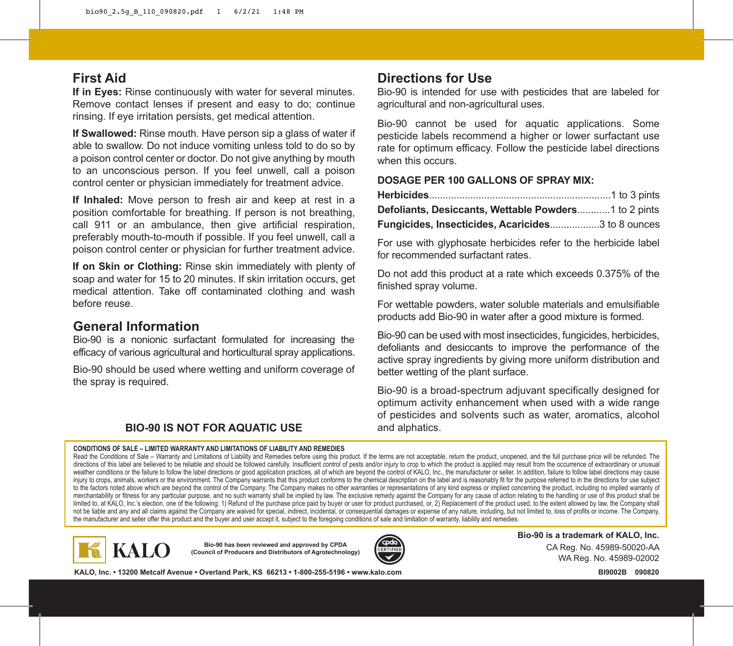## First Aid

**If in Eyes:** Rinse continuously with water for several minutes. Remove contact lenses if present and easy to do; continue rinsing. If eye irritation persists, get medical attention.

**If Swallowed:** Rinse mouth. Have person sip a glass of water if able to swallow. Do not induce vomiting unless told to do so by a poison control center or doctor. Do not give anything by mouth to an unconscious person. If you feel unwell, call a poison control center or physician immediately for treatment advice.

**If Inhaled:** Move person to fresh air and keep at rest in a position comfortable for breathing. If person is not breathing, call 911 or an ambulance, then give artificial respiration, preferably mouth-to-mouth if possible. If you feel unwell, call a poison control center or physician for further treatment advice.

**If on Skin or Clothing:** Rinse skin immediately with plenty of soap and water for 15 to 20 minutes. If skin irritation occurs, get medical attention. Take off contaminated clothing and wash before reuse.

## General Information

Bio-90 is a nonionic surfactant formulated for increasing the efficacy of various agricultural and horticultural spray applications.

Bio-90 should be used where wetting and uniform coverage of the spray is required.

**BIO-90 IS NOT FOR AQUATIC USE**

## Directions for Use

Bio-90 is intended for use with pesticides that are labeled for agricultural and non-agricultural uses.

Bio-90 cannot be used for aquatic applications. Some pesticide labels recommend a higher or lower surfactant use rate for optimum efficacy. Follow the pesticide label directions when this occurs.

**DOSAGE PER 100 GALLONS OF SPRAY MIX:**

**Herbicides**.................................................................1 to 3 pints

**Defoliants, Desiccants, Wettable Powders**............1 to 2 pints

**Fungicides, Insecticides, Acaricides**..................3 to 8 ounces

For use with glyphosate herbicides refer to the herbicide label for recommended surfactant rates.

Do not add this product at a rate which exceeds 0.375% of the finished spray volume.

For wettable powders, water soluble materials and emulsifiable products add Bio-90 in water after a good mixture is formed.

Bio-90 can be used with most insecticides, fungicides, herbicides, defoliants and desiccants to improve the performance of the active spray ingredients by giving more uniform distribution and better wetting of the plant surface.

Bio-90 is a broad-spectrum adjuvant specifically designed for optimum activity enhancement when used with a wide range of pesticides and solvents such as water, aromatics, alcohol and alphatics.

**CONDITIONS OF SALE – LIMITED WARRANTY AND LIMITATIONS OF LIABILITY AND REMEDIES**

Read the Conditions of Sale – Warranty and Limitations of Liability and Remedies before using this product. If the terms are not acceptable, return the product, unopened, and the full purchase price will be refunded. The directions of this label are believed to be reliable and should be followed carefully. Insufficient control of pests and/or injury to crop to which the product is applied may result from the occurrence of extraordinary or unusual weather conditions or the failure to follow the label directions or good application practices, all of which are beyond the control of KALO, Inc., the manufacturer or seller. In addition, failure to follow label directions may cause injury to crops, animals, workers or the environment. The Company warrants that this product conforms to the chemical description on the label and is reasonably fit for the purpose referred to in the directions for use subject to the factors noted above which are beyond the control of the Company. The Company makes no other warranties or representations of any kind express or implied concerning the product, including no implied warranty of merchantability or fitness for any particular purpose, and no such warranty shall be implied by law. The exclusive remedy against the Company for any cause of action relating to the handling or use of this product shall be limited to, at KALO, Inc.'s election, one of the following: 1) Refund of the purchase price paid by buyer or user for product purchased, or, 2) Replacement of the product used, to the extent allowed by law, the Company shall not be liable and any and all claims against the Company are waived for special, indirect, incidental, or consequential damages or expense of any nature, including, but not limited to, loss of profits or income. The Company, the manufacturer and seller offer this product and the buyer and user accept it, subject to the foregoing conditions of sale and limitation of warranty, liability and remedies.

KALO

**Bio-90 has been reviewed and approved by CPDA (Council of Producers and Distributors of Agrotechnology)**

cpda CERTIFIED

**Bio-90 is a trademark of KALO, Inc.**

CA Reg. No. 45989-50020-AA

WA Reg. No. 45989-02002

**KALO, Inc. • 13200 Metcalf Avenue • Overland Park, KS 66213 • 1-800-255-5196 • www.kalo.com**

**BI9002B 090820**